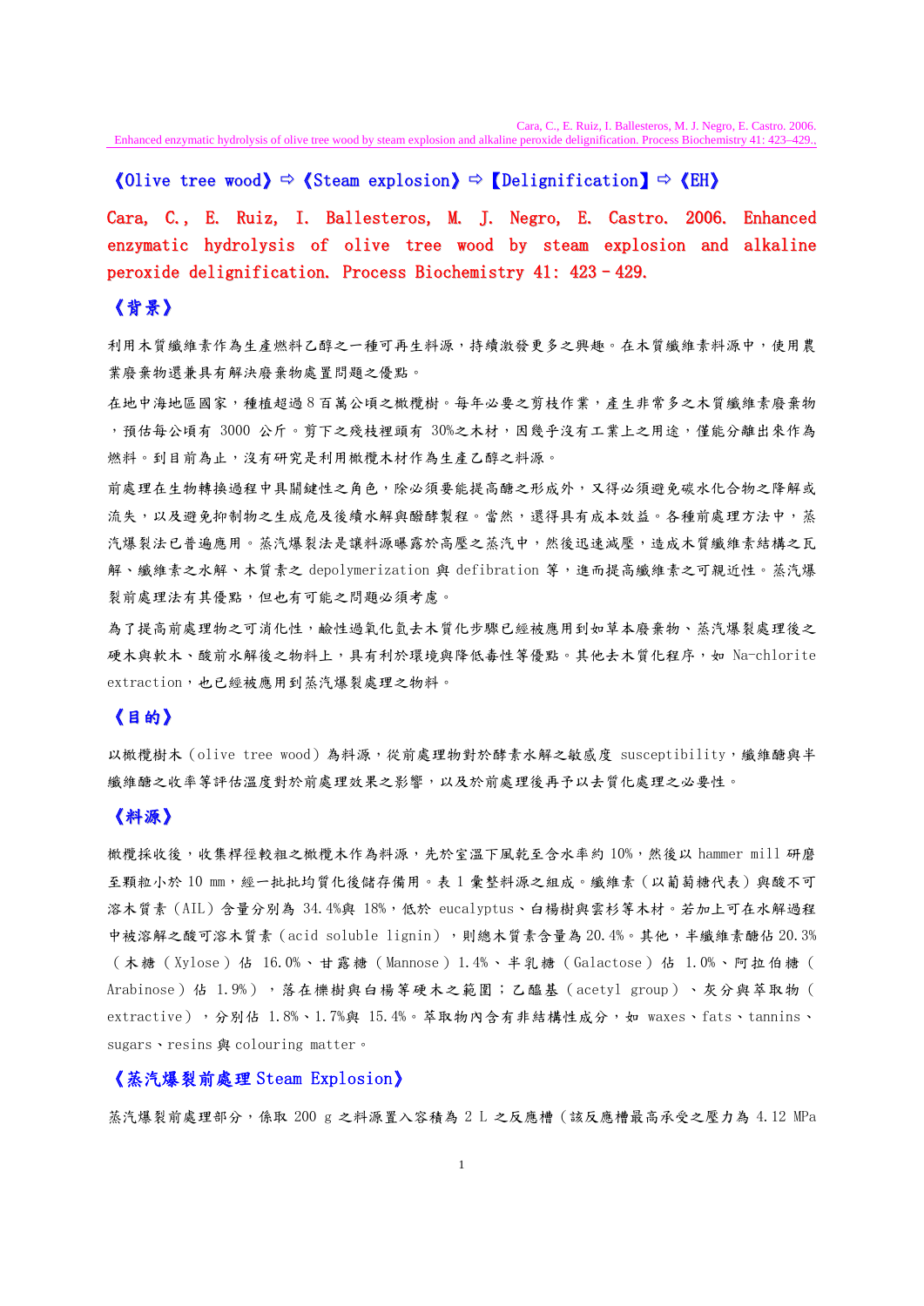《Olive tree wood》⇨《Steam explosion》⇨【Delignification】⇨《EH》

**Cara, C., E. Ruiz, I. Ballesteros, M. J. Negro, E. Castro. 2006. Enhanced enzymatic hydrolysis of olive tree wood by steam explosion and alkaline peroxide delignification. Process Biochemistry 41: 423–429.**

## 《背景》

利用木質纖維素作為生產燃料乙醇之一種可再生料源，持續激發更多之興趣。在木質纖維素料源中，使用農業廢棄物還兼具有解決廢棄物處置問題之優點。

在地中海地區國家，種植超過 8 百萬公頃之橄欖樹。每年必要之剪枝作業，產生非常多之木質纖維素廢棄物，預估每公頃有 3000 公斤。剪下之殘枝裡頭有 30%之木材，因幾乎沒有工業上之用途，僅能分離出來作為燃料。到目前為止，沒有研究是利用橄欖木材作為生產乙醇之料源。

前處理在生物轉換過程中具關鍵性之角色，除必須要能提高醣之形成外，又得必須避免碳水化合物之降解或流失，以及避免抑制物之生成危及後續水解與醱酵製程。當然，還得具有成本效益。各種前處理方法中，蒸汽爆裂法已普遍應用。蒸汽爆裂法是讓料源曝露於高壓之蒸汽中，然後迅速減壓，造成木質纖維素結構之瓦解、纖維素之水解、木質素之 depolymerization 與 defibration 等，進而提高纖維素之可親近性。蒸汽爆裂前處理法有其優點，但也有可能之問題必須考慮。

為了提高前處理物之可消化性，鹼性過氧化氫去木質化步驟已經被應用到如草本廢棄物、蒸汽爆裂處理後之硬木與軟木、酸前水解後之物料上，具有利於環境與降低毒性等優點。其他去木質化程序，如 Na-chlorite extraction，也已經被應用到蒸汽爆裂處理之物料。

## 《目的》

以橄欖樹木（olive tree wood）為料源，從前處理物對於酵素水解之敏感度 susceptibility，纖維醣與半纖維醣之收率等評估溫度對於前處理效果之影響，以及於前處理後再予以去質化處理之必要性。

## 《料源》

橄欖採收後，收集桿徑較粗之橄欖木作為料源，先於室溫下風乾至含水率約 10%，然後以 hammer mill 研磨至顆粒小於 10 mm，經一批批均質化後儲存備用。表 1 彙整料源之組成。纖維素（以葡萄糖代表）與酸不可溶木質素（AIL）含量分別為 34.4%與 18%，低於 eucalyptus、白楊樹與雲杉等木材。若加上可在水解過程中被溶解之酸可溶木質素（acid soluble lignin），則總木質素含量為 20.4%。其他，半纖維素醣佔 20.3%（木糖（Xylose）佔 16.0%、甘露糖（Mannose）1.4%、半乳糖（Galactose）佔 1.0%、阿拉伯糖（Arabinose）佔 1.9%），落在櫟樹與白楊等硬木之範圍；乙醯基（acetyl group）、灰分與萃取物（extractive），分別佔 1.8%、1.7%與 15.4%。萃取物內含有非結構性成分，如 waxes、fats、tannins、sugars、resins 與 colouring matter。

## 《蒸汽爆裂前處理 Steam Explosion》

蒸汽爆裂前處理部分，係取 200 g 之料源置入容積為 2 L 之反應槽（該反應槽最高承受之壓力為 4.12 MPa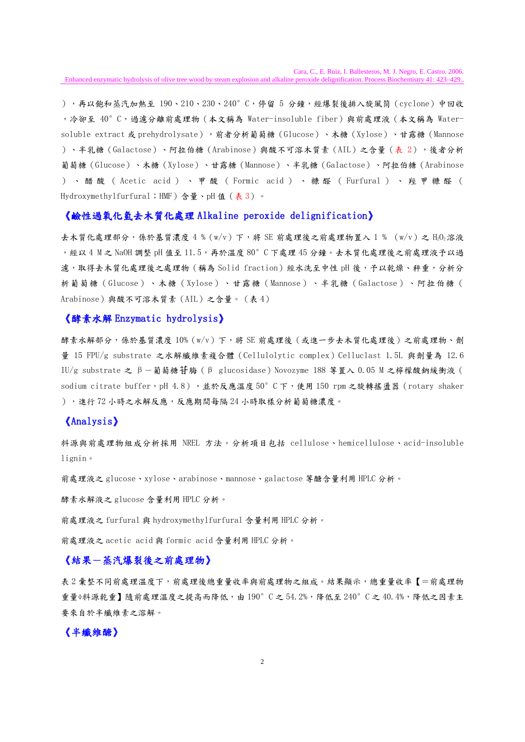），再以飽和蒸汽加熱至 190、210、230、240° C，停留 5 分鐘，經爆裂後排入旋風筒（cyclone）中回收，冷卻至 40° C，過濾分離前處理物（本文稱為 Water-insoluble fiber）與前處理液（本文稱為 Water-soluble extract 或 prehydrolysate），前者分析葡萄糖（Glucose）、木糖（Xylose）、甘露糖（Mannose）、半乳糖（Galactose）、阿拉伯糖（Arabinose）與酸不可溶木質素（AIL）之含量（表 2），後者分析葡萄糖（Glucose）、木糖（Xylose）、甘露糖（Mannose）、半乳糖（Galactose）、阿拉伯糖（Arabinose）、醋酸（Acetic acid）、甲酸（Formic acid）、糠醛（Furfural）、羥甲糠醛（Hydroxymethylfurfural；HMF）含量、pH 值（表 3）。

### 《鹼性過氧化氫去木質化處理 Alkaline peroxide delignification》

去木質化處理部分，係於基質濃度 4 %（w/v）下，將 SE 前處理後之前處理物置入 1 %（w/v）之 $H_2O_2$ 溶液，經以 4 M 之 NaOH 調整 pH 值至 11.5，再於溫度 80° C 下處理 45 分鐘。去木質化處理後之前處理液予以過濾，取得去木質化處理後之處理物（稱為 Solid fraction）經水洗至中性 pH 後，予以乾燥、秤重，分析分析葡萄糖（Glucose）、木糖（Xylose）、甘露糖（Mannose）、半乳糖（Galactose）、阿拉伯糖（Arabinose）與酸不可溶木質素（AIL）之含量。（表 4）

### 《酵素水解 Enzymatic hydrolysis》

酵素水解部分，係於基質濃度 10%（w/v）下，將 SE 前處理後（或進一步去木質化處理後）之前處理物、劑量 15 FPU/g substrate 之水解纖維素複合體（Cellulolytic complex）Celluclast 1.5L 與劑量為 12.6 IU/g substrate 之 β－葡萄糖苷脢（β glucosidase）Novozyme 188 等置入 0.05 M 之檸檬酸鈉緩衝液（sodium citrate buffer，pH 4.8），並於反應溫度 50° C 下，使用 150 rpm 之旋轉搖盪器（rotary shaker），進行 72 小時之水解反應，反應期間每隔 24 小時取樣分析葡萄糖濃度。

### 《Analysis》

料源與前處理物組成分析採用 NREL 方法。分析項目包括 cellulose、hemicellulose、acid-insoluble lignin。

前處理液之 glucose、xylose、arabinose、mannose、galactose 等醣含量利用 HPLC 分析。

酵素水解液之 glucose 含量利用 HPLC 分析。

前處理液之 furfural 與 hydroxymethylfurfural 含量利用 HPLC 分析。

前處理液之 acetic acid 與 formic acid 含量利用 HPLC 分析。

### 《結果－蒸汽爆裂後之前處理物》

表 2 彙整不同前處理溫度下，前處理後總重量收率與前處理物之組成。結果顯示，總重量收率【＝前處理物重量÷料源乾重】隨前處理溫度之提高而降低，由 190° C 之 54.2%，降低至 240° C 之 40.4%，降低之因素主要來自於半纖維素之溶解。

### 《半纖維醣》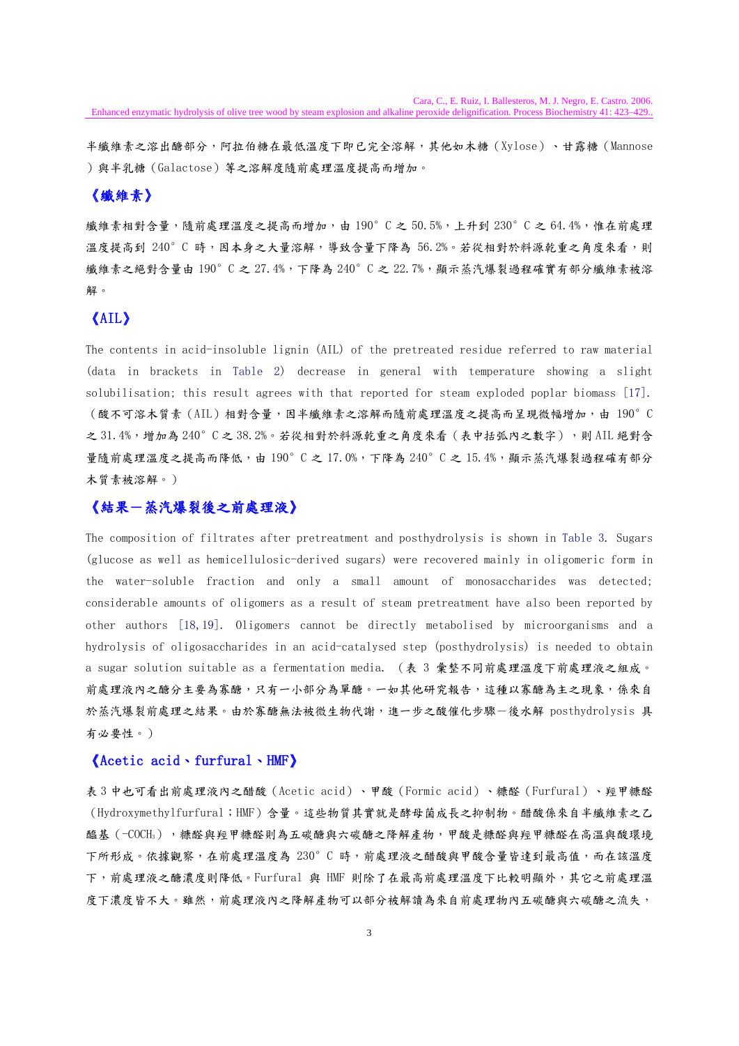半纖維素之溶出醣部分，阿拉伯糖在最低溫度下即已完全溶解，其他如木糖（Xylose）、甘露糖（Mannose）與半乳糖（Galactose）等之溶解度隨前處理溫度提高而增加。

## 《纖維素》

纖維素相對含量，隨前處理溫度之提高而增加，由 190° C 之 50.5%，上升到 230° C 之 64.4%，惟在前處理溫度提高到 240° C 時，因本身之大量溶解，導致含量下降為 56.2%。若從相對於料源乾重之角度來看，則纖維素之絕對含量由 190° C 之 27.4%，下降為 240° C 之 22.7%，顯示蒸汽爆裂過程確實有部分纖維素被溶解。

## 《AIL》

The contents in acid-insoluble lignin (AIL) of the pretreated residue referred to raw material (data in brackets in Table 2) decrease in general with temperature showing a slight solubilisation; this result agrees with that reported for steam exploded poplar biomass [17].（酸不可溶木質素（AIL）相對含量，因半纖維素之溶解而隨前處理溫度之提高而呈現微幅增加，由 190° C 之 31.4%，增加為 240° C 之 38.2%。若從相對於料源乾重之角度來看（表中括弧內之數字），則 AIL 絕對含量隨前處理溫度之提高而降低，由 190° C 之 17.0%，下降為 240° C 之 15.4%，顯示蒸汽爆裂過程確有部分木質素被溶解。）

## 《結果－蒸汽爆裂後之前處理液》

The composition of filtrates after pretreatment and posthydrolysis is shown in Table 3. Sugars (glucose as well as hemicellulosic-derived sugars) were recovered mainly in oligomeric form in the water-soluble fraction and only a small amount of monosaccharides was detected; considerable amounts of oligomers as a result of steam pretreatment have also been reported by other authors [18,19]. Oligomers cannot be directly metabolised by microorganisms and a hydrolysis of oligosaccharides in an acid-catalysed step (posthydrolysis) is needed to obtain a sugar solution suitable as a fermentation media. （表 3 彙整不同前處理溫度下前處理液之組成。前處理液內之醣分主要為寡醣，只有一小部分為單醣。一如其他研究報告，這種以寡醣為主之現象，係來自於蒸汽爆裂前處理之結果。由於寡醣無法被微生物代謝，進一步之酸催化步驟－後水解 posthydrolysis 具有必要性。）

## 《Acetic acid、furfural、HMF》

表 3 中也可看出前處理液內之醋酸（Acetic acid）、甲酸（Formic acid）、糠醛（Furfural）、羥甲糠醛（Hydroxymethylfurfural；HMF）含量。這些物質其實就是酵母菌成長之抑制物。醋酸係來自半纖維素之乙醯基（$-COCH_3$），糠醛與羥甲糠醛則為五碳醣與六碳醣之降解產物，甲酸是糠醛與羥甲糠醛在高溫與酸環境下所形成。依據觀察，在前處理溫度為 230° C 時，前處理液之醋酸與甲酸含量皆達到最高值，而在該溫度下，前處理液之醣濃度則降低。Furfural 與 HMF 則除了在最高前處理溫度下比較明顯外，其它之前處理溫度下濃度皆不大。雖然，前處理液內之降解產物可以部分被解讀為來自前處理物內五碳醣與六碳醣之流失，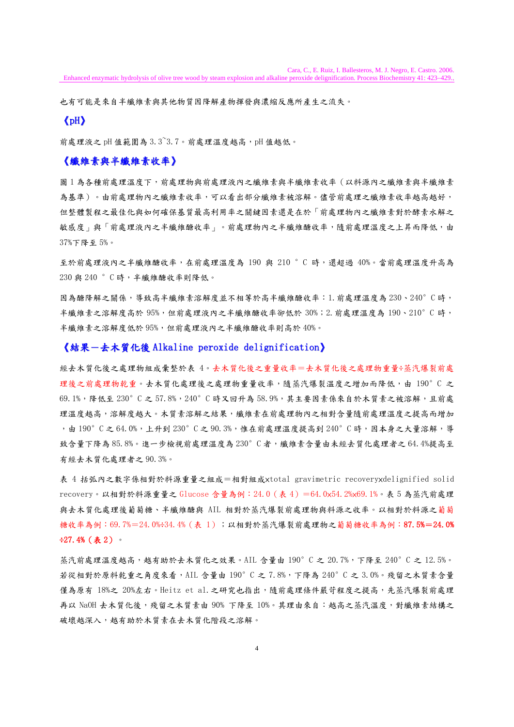也有可能是來自半纖維素與其他物質因降解產物揮發與濃縮反應所產生之流失。

## 《pH》

前處理液之 pH 值範圍為 3.3~3.7。前處理溫度越高，pH 值越低。

## 《纖維素與半纖維素收率》

圖 1 為各種前處理溫度下，前處理物與前處理液內之纖維素與半纖維素收率（以料源內之纖維素與半纖維素為基準）。由前處理物內之纖維素收率，可以看出部分纖維素被溶解。儘管前處理之纖維素收率越高越好，但整體製程之最佳化與如何確保基質最高利用率之關鍵因素還是在於「前處理物內之纖維素對於酵素水解之敏感度」與「前處理液內之半纖維醣收率」。前處理物內之半纖維醣收率，隨前處理溫度之上昇而降低，由 37%下降至 5%。

至於前處理液內之半纖維醣收率，在前處理溫度為 190 與 210 °C 時，還超過 40%。當前處理溫度升高為 230 與 240 °C 時，半纖維醣收率則降低。

因為醣降解之關係，導致高半纖維素溶解度並不相等於高半纖維醣收率：1. 前處理溫度為 230、240° C 時，半纖維素之溶解度高於 95%，但前處理液內之半纖維醣收率卻低於 30%；2. 前處理溫度為 190、210° C 時，半纖維素之溶解度低於 95%，但前處理液內之半纖維醣收率則高於 40%。

## 《結果－去木質化後 Alkaline peroxide delignification》

經去木質化後之處理物組成彙整於表 4。去木質化後之重量收率＝去木質化後之處理物重量÷蒸汽爆裂前處理後之前處理物乾重。去木質化處理後之處理物重量收率，隨蒸汽爆裂溫度之增加而降低，由 190° C 之 69.1%，降低至 230° C 之 57.8%，240° C 時又回升為 58.9%，其主要因素係來自於木質素之被溶解，且前處理溫度越高，溶解度越大。木質素溶解之結果，纖維素在前處理物內之相對含量隨前處理溫度之提高而增加，由 190° C 之 64.0%，上升到 230° C 之 90.3%，惟在前處理溫度提高到 240° C 時，因本身之大量溶解，導致含量下降為 85.8%。進一步檢視前處理溫度為 230° C 者，纖維素含量由未經去質化處理者之 64.4%提高至有經去木質化處理者之 90.3%。

表 4 括弧內之數字係相對於料源重量之組成＝相對組成×total gravimetric recovery×delignified solid recovery。以相對於料源重量之 Glucose 含量為例：24.0（表 4）＝64.0×54.2%×69.1%。表 5 為蒸汽前處理與去木質化處理後葡萄糖、半纖維醣與 AIL 相對於蒸汽爆裂前處理物與料源之收率。以相對於料源之葡萄糖收率為例：69.7%＝24.0%÷34.4%（表 1）；以相對於蒸汽爆裂前處理物之葡萄糖收率為例：**87.5%＝24.0%÷27.4%（表 2）**。

蒸汽前處理溫度越高，越有助於去木質化之效果。AIL 含量由 190° C 之 20.7%，下降至 240° C 之 12.5%。若從相對於原料乾重之角度來看，AIL 含量由 190° C 之 7.8%，下降為 240° C 之 3.0%。殘留之木質素含量僅為原有 18%之 20%左右。Heitz et al. 之研究也指出，隨前處理條件嚴苛程度之提高，先蒸汽爆裂前處理再以 NaOH 去木質化後，殘留之木質素由 90% 下降至 10%。其理由來自：越高之蒸汽溫度，對纖維素結構之破壞越深入，越有助於木質素在去木質化階段之溶解。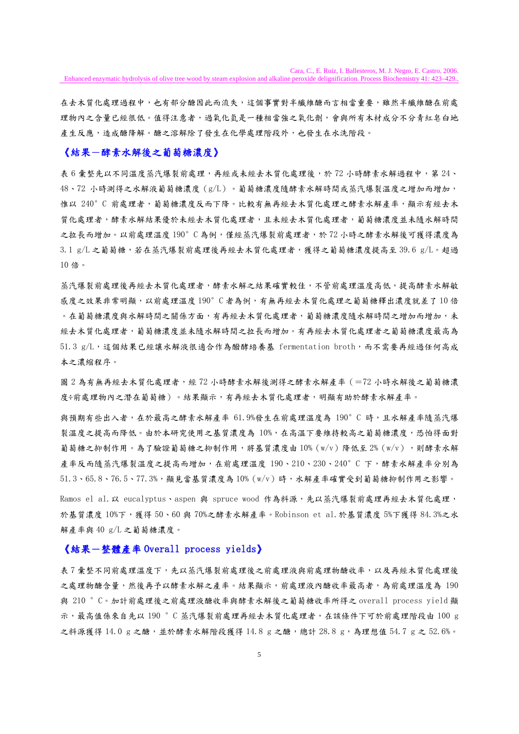在去木質化處理過程中，也有部分醣因此而流失，這個事實對半纖維醣而言相當重要，雖然半纖維醣在前處理物內之含量已經很低。值得注意者，過氧化氫是一種相當強之氧化劑，會與所有木材成分不分青紅皂白地產生反應，造成醣降解。醣之溶解除了發生在化學處理階段外，也發生在水洗階段。

## 《結果－酵素水解後之葡萄糖濃度》

表 6 彙整先以不同溫度蒸汽爆裂前處理，再經或未經去木質化處理後，於 72 小時酵素水解過程中，第 24、48、72 小時測得之水解液葡萄糖濃度（g/L）。葡萄糖濃度隨酵素水解時間或蒸汽爆裂溫度之增加而增加，惟以 240° C 前處理者，葡萄糖濃度反而下降。比較有無再經去木質化處理之酵素水解產率，顯示有經去木質化處理者，酵素水解結果優於未經去木質化處理者，且未經去木質化處理者，葡萄糖濃度並未隨水解時間之拉長而增加。以前處理溫度 190° C 為例，僅經蒸汽爆裂前處理者，於 72 小時之酵素水解後可獲得濃度為 3.1 g/L 之葡萄糖，若在蒸汽爆裂前處理後再經去木質化處理者，獲得之葡萄糖濃度提高至 39.6 g/L。超過 10 倍。

蒸汽爆裂前處理後再經去木質化處理者，酵素水解之結果確實較佳，不管前處理溫度高低，提高酵素水解敏感度之效果非常明顯，以前處理溫度 190° C 者為例，有無再經去木質化處理之葡萄糖釋出濃度就差了 10 倍。在葡萄糖濃度與水解時間之關係方面，有再經去木質化處理者，葡萄糖濃度隨水解時間之增加而增加，未經去木質化處理者，葡萄糖濃度並未隨水解時間之拉長而增加。有再經去木質化處理者之葡萄糖濃度最高為 51.3 g/L，這個結果已經讓水解液很適合作為醱酵培養基 fermentation broth，而不需要再經過任何高成本之濃縮程序。

圖 2 為有無再經去木質化處理者，經 72 小時酵素水解後測得之酵素水解產率（=72 小時水解後之葡萄糖濃度÷前處理物內之潛在葡萄糖）。結果顯示，有再經去木質化處理者，明顯有助於酵素水解產率。

與預期有些出入者，在於最高之酵素水解產率 61.9%發生在前處理溫度為 190° C 時，且水解產率隨蒸汽爆裂溫度之提高而降低。由於本研究使用之基質濃度為 10%，在高溫下要維持較高之葡萄糖濃度，恐怕得面對葡萄糖之抑制作用。為了驗證葡萄糖之抑制作用，將基質濃度由 10%（w/v）降低至 2%（w/v），則酵素水解產率反而隨蒸汽爆裂溫度之提高而增加，在前處理溫度 190、210、230、240° C 下，酵素水解產率分別為 51.3、65.8、76.5、77.3%，顯見當基質濃度為 10%（w/v）時，水解產率確實受到葡萄糖抑制作用之影響。

Ramos el al. 以 eucalyptus、aspen 與 spruce wood 作為料源，先以蒸汽爆裂前處理再經去木質化處理，於基質濃度 10%下，獲得 50、60 與 70%之酵素水解產率。Robinson et al. 於基質濃度 5%下獲得 84.3%之水解產率與 40 g/L 之葡萄糖濃度。

## 《結果－整體產率 Overall process yields》

表 7 彙整不同前處理溫度下，先以蒸汽爆裂前處理後之前處理液與前處理物醣收率，以及再經木質化處理後之處理物醣含量，然後再予以酵素水解之產率。結果顯示，前處理液內醣收率最高者，為前處理溫度為 190 與 210 ° C。加計前處理後之前處理液醣收率與酵素水解後之葡萄糖收率所得之 overall process yield 顯示，最高值係來自先以 190 ° C 蒸汽爆裂前處理再經去木質化處理者，在該條件下可於前處理階段由 100 g 之料源獲得 14.0 g 之醣，並於酵素水解階段獲得 14.8 g 之醣，總計 28.8 g，為理想值 54.7 g 之 52.6%。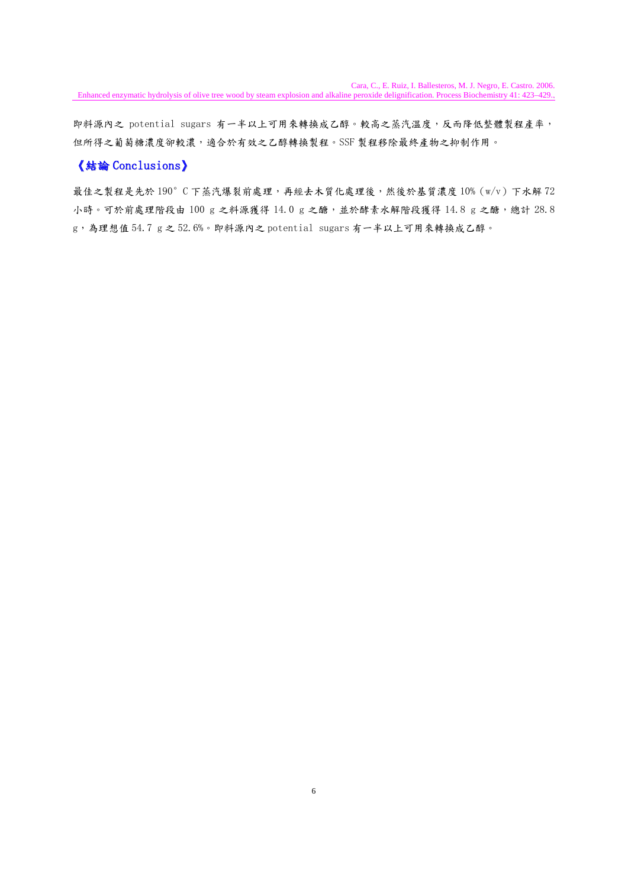即料源內之 potential sugars 有一半以上可用來轉換成乙醇。較高之蒸汽溫度，反而降低整體製程產率，但所得之葡萄糖濃度卻較濃，適合於有效之乙醇轉換製程。SSF 製程移除最終產物之抑制作用。

## 《結論 Conclusions》

最佳之製程是先於 190° C 下蒸汽爆裂前處理，再經去木質化處理後，然後於基質濃度 10% (w/v) 下水解 72 小時。可於前處理階段由 100 g 之料源獲得 14.0 g 之醣，並於酵素水解階段獲得 14.8 g 之醣，總計 28.8 g，為理想值 54.7 g 之 52.6%。即料源內之 potential sugars 有一半以上可用來轉換成乙醇。